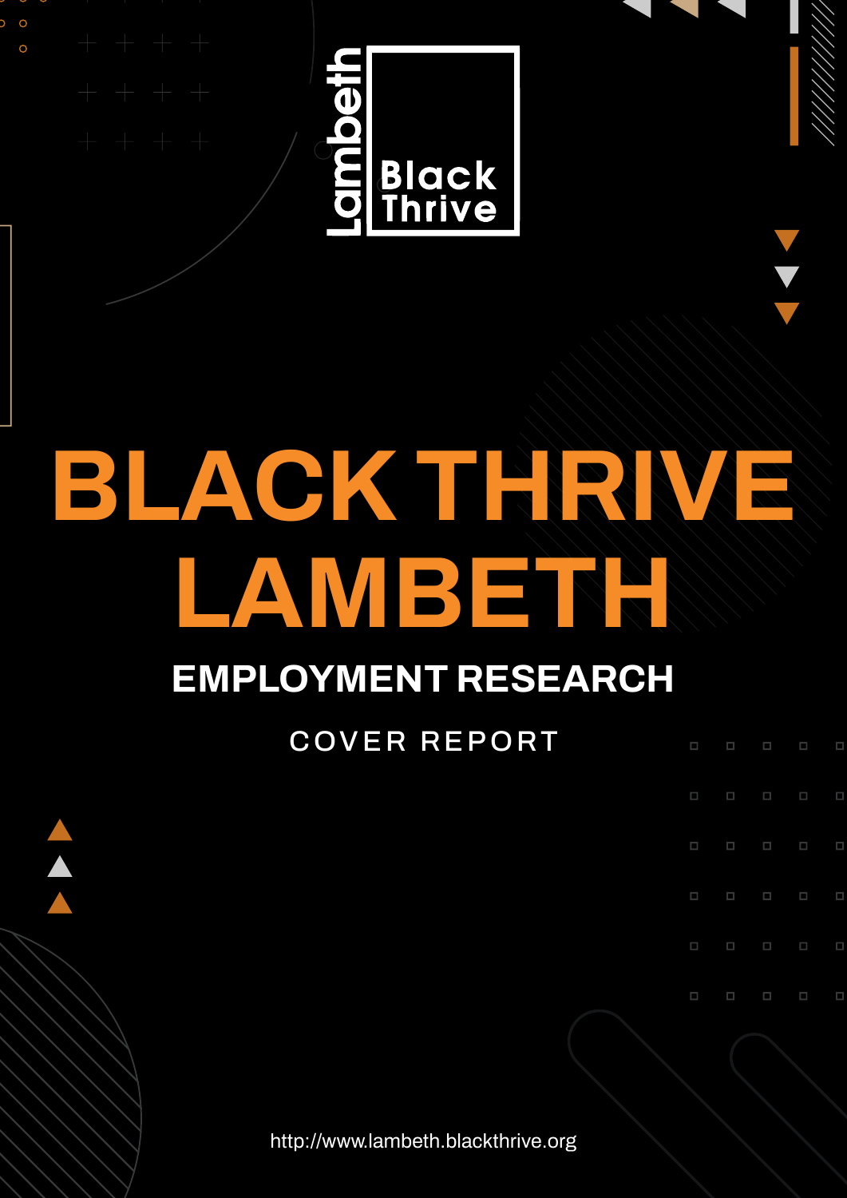Lambeth Black Thrive

# BLACK THRIVE LAMBETH

## EMPLOYMENT RESEARCH

COVER REPORT

http://www.lambeth.blackthrive.org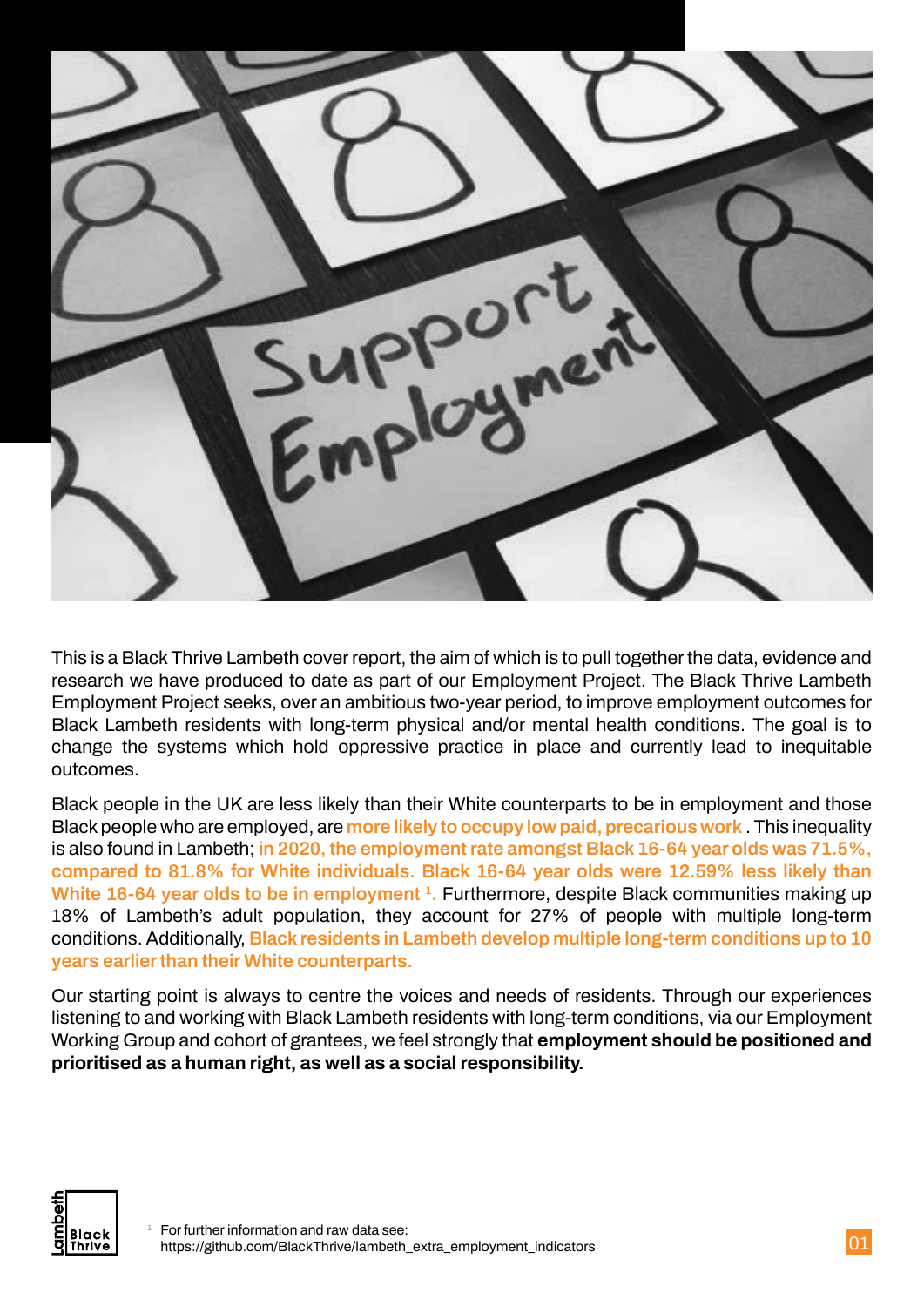This is a Black Thrive Lambeth cover report, the aim of which is to pull together the data, evidence and research we have produced to date as part of our Employment Project. The Black Thrive Lambeth Employment Project seeks, over an ambitious two-year period, to improve employment outcomes for Black Lambeth residents with long-term physical and/or mental health conditions. The goal is to change the systems which hold oppressive practice in place and currently lead to inequitable outcomes.

Black people in the UK are less likely than their White counterparts to be in employment and those Black people who are employed, are **more likely to occupy low paid, precarious work** . This inequality is also found in Lambeth; **in 2020, the employment rate amongst Black 16-64 year olds was 71.5%, compared to 81.8% for White individuals. Black 16-64 year olds were 12.59% less likely than White 16-64 year olds to be in employment [1].** Furthermore, despite Black communities making up 18% of Lambeth's adult population, they account for 27% of people with multiple long-term conditions. Additionally, **Black residents in Lambeth develop multiple long-term conditions up to 10 years earlier than their White counterparts.**

Our starting point is always to centre the voices and needs of residents. Through our experiences listening to and working with Black Lambeth residents with long-term conditions, via our Employment Working Group and cohort of grantees, we feel strongly that **employment should be positioned and prioritised as a human right, as well as a social responsibility.**

[1] For further information and raw data see: https://github.com/BlackThrive/lambeth_extra_employment_indicators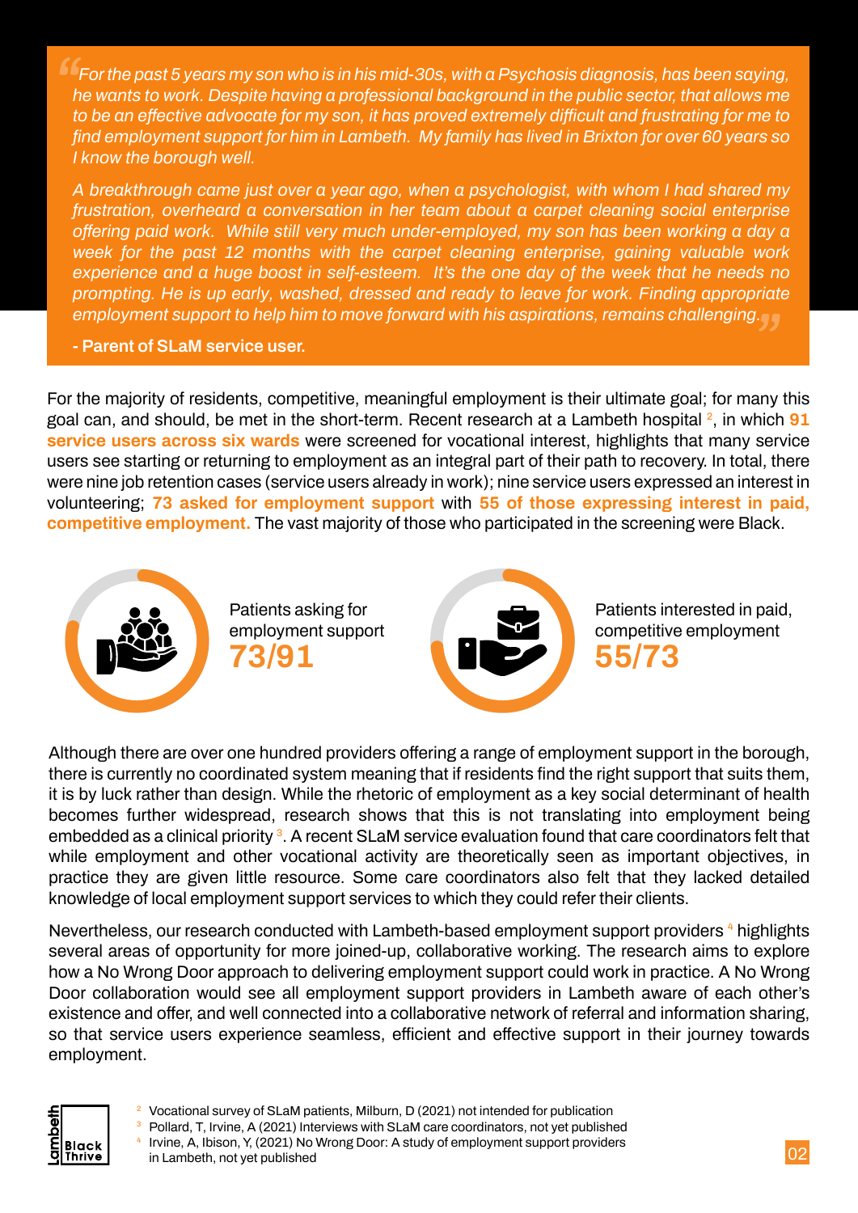*"For the past 5 years my son who is in his mid-30s, with a Psychosis diagnosis, has been saying, he wants to work. Despite having a professional background in the public sector, that allows me to be an effective advocate for my son, it has proved extremely difficult and frustrating for me to find employment support for him in Lambeth. My family has lived in Brixton for over 60 years so I know the borough well.*

*A breakthrough came just over a year ago, when a psychologist, with whom I had shared my frustration, overheard a conversation in her team about a carpet cleaning social enterprise offering paid work. While still very much under-employed, my son has been working a day a week for the past 12 months with the carpet cleaning enterprise, gaining valuable work experience and a huge boost in self-esteem. It's the one day of the week that he needs no prompting. He is up early, washed, dressed and ready to leave for work. Finding appropriate employment support to help him to move forward with his aspirations, remains challenging."*

**- Parent of SLaM service user.**

For the majority of residents, competitive, meaningful employment is their ultimate goal; for many this goal can, and should, be met in the short-term. Recent research at a Lambeth hospital [2], in which **91 service users across six wards** were screened for vocational interest, highlights that many service users see starting or returning to employment as an integral part of their path to recovery. In total, there were nine job retention cases (service users already in work); nine service users expressed an interest in volunteering; **73 asked for employment support** with **55 of those expressing interest in paid, competitive employment.** The vast majority of those who participated in the screening were Black.

Patients asking for employment support
**73/91**

Patients interested in paid, competitive employment
**55/73**

Although there are over one hundred providers offering a range of employment support in the borough, there is currently no coordinated system meaning that if residents find the right support that suits them, it is by luck rather than design. While the rhetoric of employment as a key social determinant of health becomes further widespread, research shows that this is not translating into employment being embedded as a clinical priority [3]. A recent SLaM service evaluation found that care coordinators felt that while employment and other vocational activity are theoretically seen as important objectives, in practice they are given little resource. Some care coordinators also felt that they lacked detailed knowledge of local employment support services to which they could refer their clients.

Nevertheless, our research conducted with Lambeth-based employment support providers [4] highlights several areas of opportunity for more joined-up, collaborative working. The research aims to explore how a No Wrong Door approach to delivering employment support could work in practice. A No Wrong Door collaboration would see all employment support providers in Lambeth aware of each other's existence and offer, and well connected into a collaborative network of referral and information sharing, so that service users experience seamless, efficient and effective support in their journey towards employment.

[2] Vocational survey of SLaM patients, Milburn, D (2021) not intended for publication
[3] Pollard, T, Irvine, A (2021) Interviews with SLaM care coordinators, not yet published
[4] Irvine, A, Ibison, Y, (2021) No Wrong Door: A study of employment support providers in Lambeth, not yet published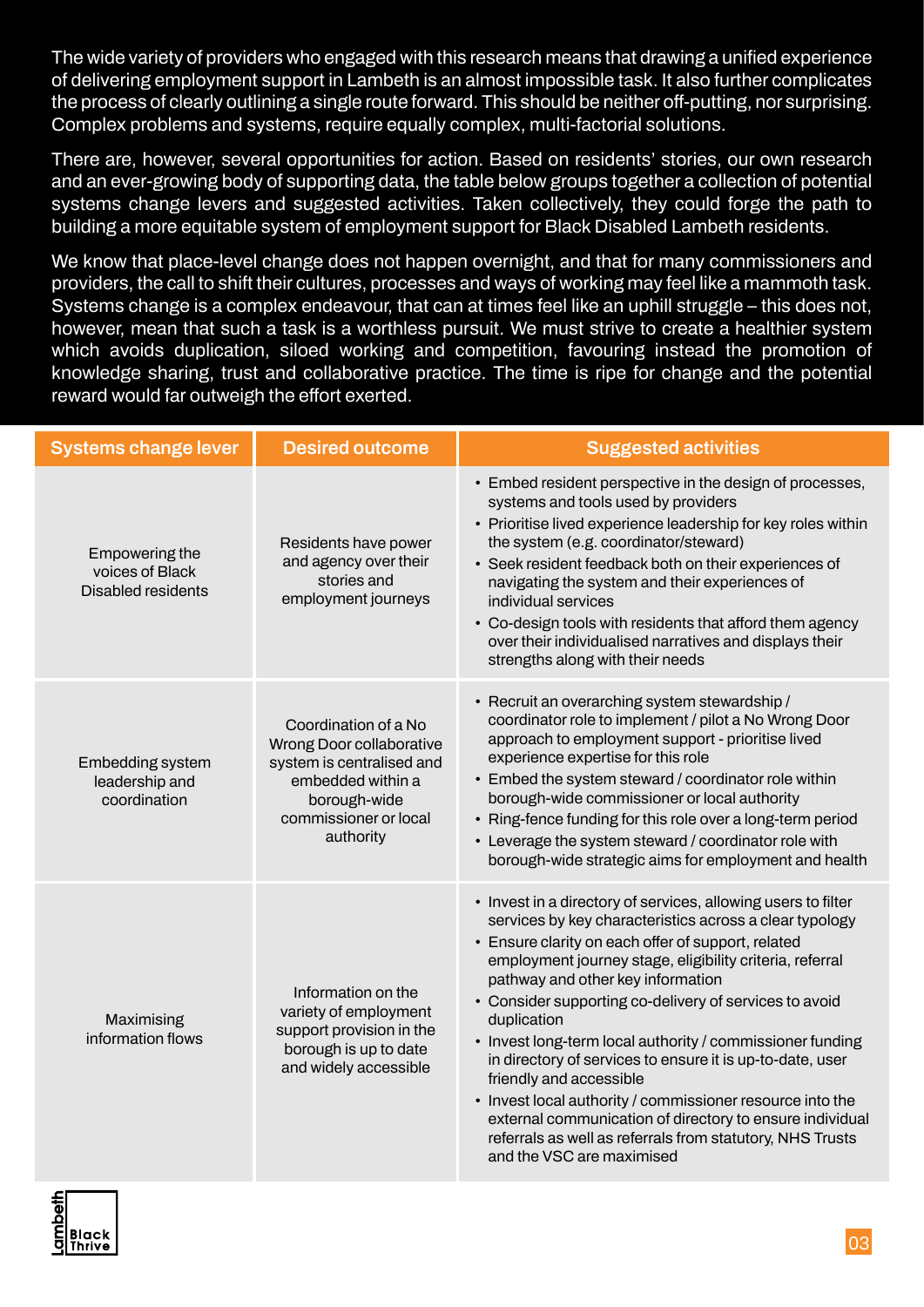The wide variety of providers who engaged with this research means that drawing a unified experience of delivering employment support in Lambeth is an almost impossible task. It also further complicates the process of clearly outlining a single route forward. This should be neither off-putting, nor surprising. Complex problems and systems, require equally complex, multi-factorial solutions.

There are, however, several opportunities for action. Based on residents' stories, our own research and an ever-growing body of supporting data, the table below groups together a collection of potential systems change levers and suggested activities. Taken collectively, they could forge the path to building a more equitable system of employment support for Black Disabled Lambeth residents.

We know that place-level change does not happen overnight, and that for many commissioners and providers, the call to shift their cultures, processes and ways of working may feel like a mammoth task. Systems change is a complex endeavour, that can at times feel like an uphill struggle – this does not, however, mean that such a task is a worthless pursuit. We must strive to create a healthier system which avoids duplication, siloed working and competition, favouring instead the promotion of knowledge sharing, trust and collaborative practice. The time is ripe for change and the potential reward would far outweigh the effort exerted.

| Systems change lever | Desired outcome | Suggested activities |
|---|---|---|
| Empowering the voices of Black Disabled residents | Residents have power and agency over their stories and employment journeys | • Embed resident perspective in the design of processes, systems and tools used by providers<br>• Prioritise lived experience leadership for key roles within the system (e.g. coordinator/steward)<br>• Seek resident feedback both on their experiences of navigating the system and their experiences of individual services<br>• Co-design tools with residents that afford them agency over their individualised narratives and displays their strengths along with their needs |
| Embedding system leadership and coordination | Coordination of a No Wrong Door collaborative system is centralised and embedded within a borough-wide commissioner or local authority | • Recruit an overarching system stewardship / coordinator role to implement / pilot a No Wrong Door approach to employment support - prioritise lived experience expertise for this role<br>• Embed the system steward / coordinator role within borough-wide commissioner or local authority<br>• Ring-fence funding for this role over a long-term period<br>• Leverage the system steward / coordinator role with borough-wide strategic aims for employment and health |
| Maximising information flows | Information on the variety of employment support provision in the borough is up to date and widely accessible | • Invest in a directory of services, allowing users to filter services by key characteristics across a clear typology<br>• Ensure clarity on each offer of support, related employment journey stage, eligibility criteria, referral pathway and other key information<br>• Consider supporting co-delivery of services to avoid duplication<br>• Invest long-term local authority / commissioner funding in directory of services to ensure it is up-to-date, user friendly and accessible<br>• Invest local authority / commissioner resource into the external communication of directory to ensure individual referrals as well as referrals from statutory, NHS Trusts and the VSC are maximised |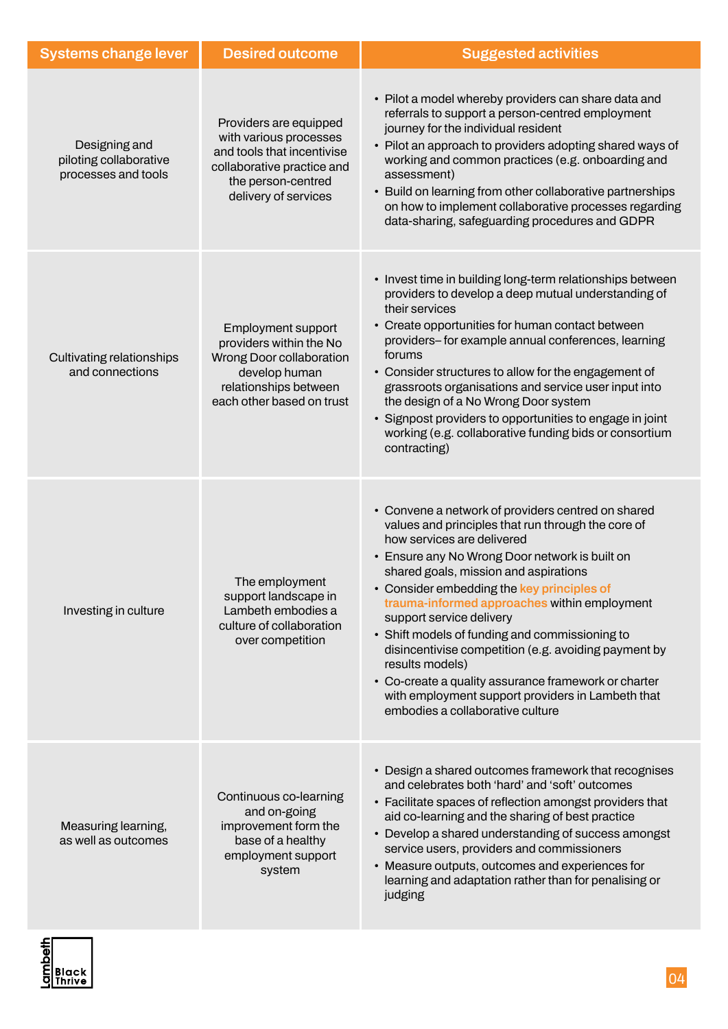| Systems change lever | Desired outcome | Suggested activities |
|---|---|---|
| Designing and piloting collaborative processes and tools | Providers are equipped with various processes and tools that incentivise collaborative practice and the person-centred delivery of services | • Pilot a model whereby providers can share data and referrals to support a person-centred employment journey for the individual resident<br>• Pilot an approach to providers adopting shared ways of working and common practices (e.g. onboarding and assessment)<br>• Build on learning from other collaborative partnerships on how to implement collaborative processes regarding data-sharing, safeguarding procedures and GDPR |
| Cultivating relationships and connections | Employment support providers within the No Wrong Door collaboration develop human relationships between each other based on trust | • Invest time in building long-term relationships between providers to develop a deep mutual understanding of their services<br>• Create opportunities for human contact between providers– for example annual conferences, learning forums<br>• Consider structures to allow for the engagement of grassroots organisations and service user input into the design of a No Wrong Door system<br>• Signpost providers to opportunities to engage in joint working (e.g. collaborative funding bids or consortium contracting) |
| Investing in culture | The employment support landscape in Lambeth embodies a culture of collaboration over competition | • Convene a network of providers centred on shared values and principles that run through the core of how services are delivered<br>• Ensure any No Wrong Door network is built on shared goals, mission and aspirations<br>• Consider embedding the key principles of trauma-informed approaches within employment support service delivery<br>• Shift models of funding and commissioning to disincentivise competition (e.g. avoiding payment by results models)<br>• Co-create a quality assurance framework or charter with employment support providers in Lambeth that embodies a collaborative culture |
| Measuring learning, as well as outcomes | Continuous co-learning and on-going improvement form the base of a healthy employment support system | • Design a shared outcomes framework that recognises and celebrates both 'hard' and 'soft' outcomes<br>• Facilitate spaces of reflection amongst providers that aid co-learning and the sharing of best practice<br>• Develop a shared understanding of success amongst service users, providers and commissioners<br>• Measure outputs, outcomes and experiences for learning and adaptation rather than for penalising or judging |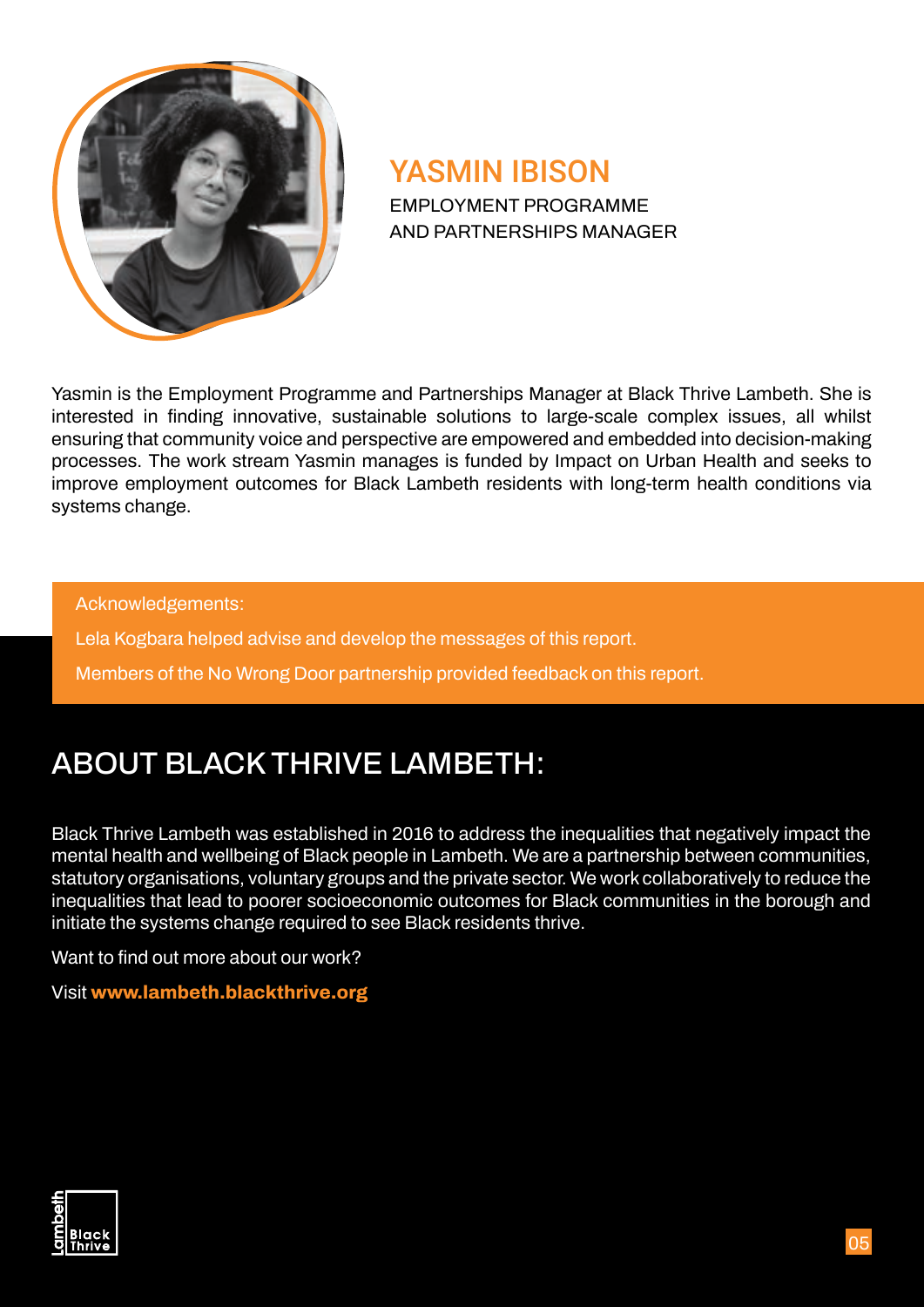## YASMIN IBISON

EMPLOYMENT PROGRAMME
AND PARTNERSHIPS MANAGER

Yasmin is the Employment Programme and Partnerships Manager at Black Thrive Lambeth. She is interested in finding innovative, sustainable solutions to large-scale complex issues, all whilst ensuring that community voice and perspective are empowered and embedded into decision-making processes. The work stream Yasmin manages is funded by Impact on Urban Health and seeks to improve employment outcomes for Black Lambeth residents with long-term health conditions via systems change.

Acknowledgements:

Lela Kogbara helped advise and develop the messages of this report.

Members of the No Wrong Door partnership provided feedback on this report.

# ABOUT BLACK THRIVE LAMBETH:

Black Thrive Lambeth was established in 2016 to address the inequalities that negatively impact the mental health and wellbeing of Black people in Lambeth. We are a partnership between communities, statutory organisations, voluntary groups and the private sector. We work collaboratively to reduce the inequalities that lead to poorer socioeconomic outcomes for Black communities in the borough and initiate the systems change required to see Black residents thrive.

Want to find out more about our work?

Visit **www.lambeth.blackthrive.org**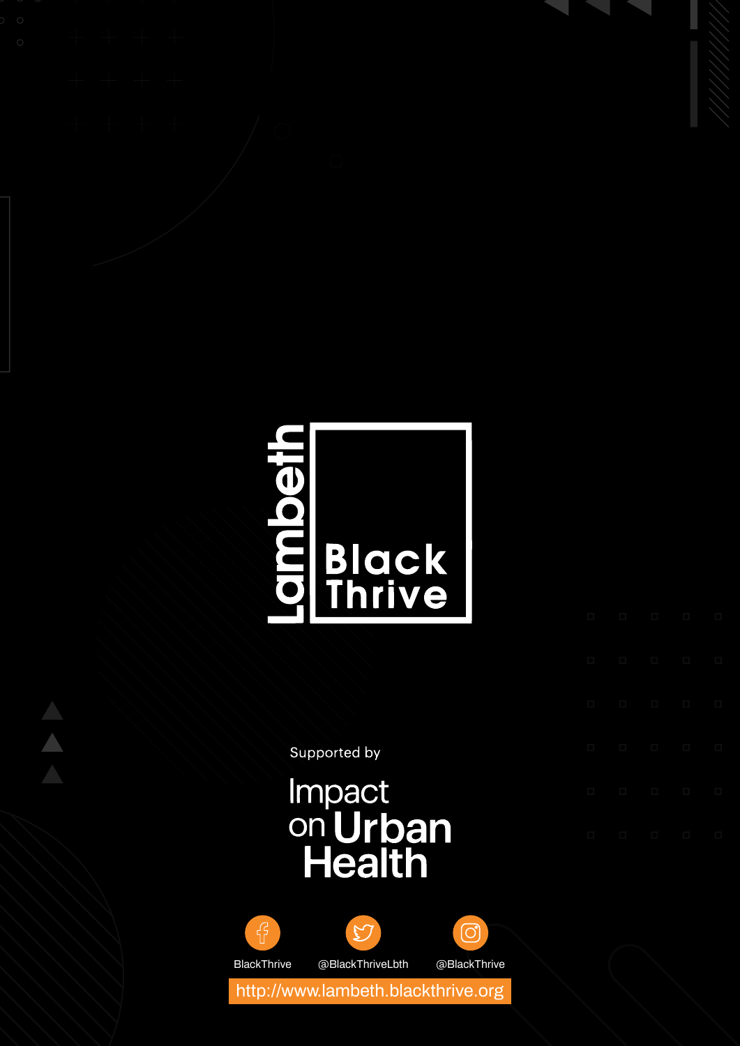Lambeth Black Thrive

Supported by

Impact on Urban Health

BlackThrive

@BlackThriveLbth

@BlackThrive

http://www.lambeth.blackthrive.org